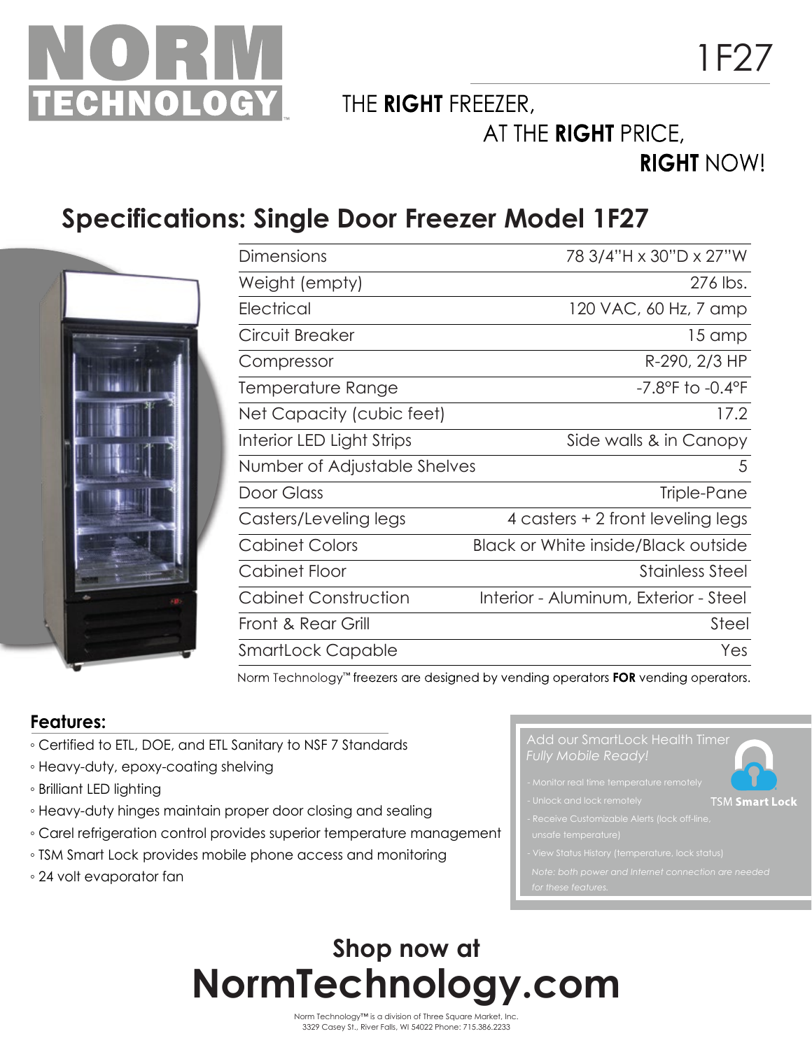# NORM TECHNOLOGY™

1F27

THE **RIGHT** FREEZER,
AT THE **RIGHT** PRICE,
**RIGHT** NOW!

## Specifications: Single Door Freezer Model 1F27

| | |
|---|---|
| Dimensions | 78 3/4"H x 30"D x 27"W |
| Weight (empty) | 276 lbs. |
| Electrical | 120 VAC, 60 Hz, 7 amp |
| Circuit Breaker | 15 amp |
| Compressor | R-290, 2/3 HP |
| Temperature Range | -7.8°F to -0.4°F |
| Net Capacity (cubic feet) | 17.2 |
| Interior LED Light Strips | Side walls & in Canopy |
| Number of Adjustable Shelves | 5 |
| Door Glass | Triple-Pane |
| Casters/Leveling legs | 4 casters + 2 front leveling legs |
| Cabinet Colors | Black or White inside/Black outside |
| Cabinet Floor | Stainless Steel |
| Cabinet Construction | Interior - Aluminum, Exterior - Steel |
| Front & Rear Grill | Steel |
| SmartLock Capable | Yes |

Norm Technology™ freezers are designed by vending operators **FOR** vending operators.

### Features:

- Certified to ETL, DOE, and ETL Sanitary to NSF 7 Standards
- Heavy-duty, epoxy-coating shelving
- Brilliant LED lighting
- Heavy-duty hinges maintain proper door closing and sealing
- Carel refrigeration control provides superior temperature management
- TSM Smart Lock provides mobile phone access and monitoring
- 24 volt evaporator fan

Add our SmartLock Health Timer
*Fully Mobile Ready!*

TSM **Smart Lock**

- Monitor real time temperature remotely
- Unlock and lock remotely
- Receive Customizable Alerts (lock off-line, unsafe temperature)
- View Status History (temperature, lock status)

*Note: both power and Internet connection are needed for these features.*

## Shop now at
# NormTechnology.com

Norm Technology™ is a division of Three Square Market, Inc.
3329 Casey St., River Falls, WI 54022 Phone: 715.386.2233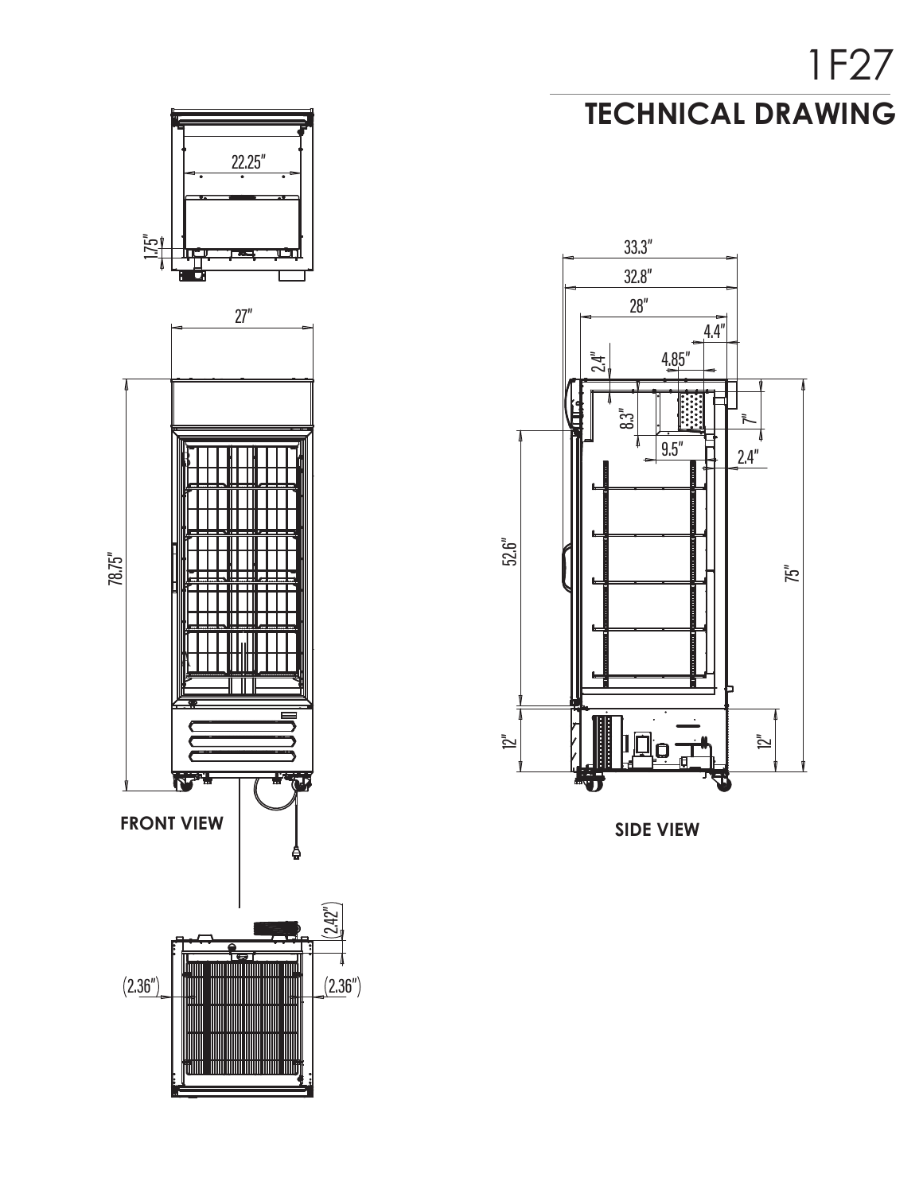# 1F27

## TECHNICAL DRAWING

22.25"

1.75"

27"

78.75"

**FRONT VIEW**

(2.42")

(2.36")

(2.36")

33.3"

32.8"

28"

4.4"

2.4"

4.85"

8.3"

7"

9.5"

2.4"

52.6"

75"

12"

12"

**SIDE VIEW**